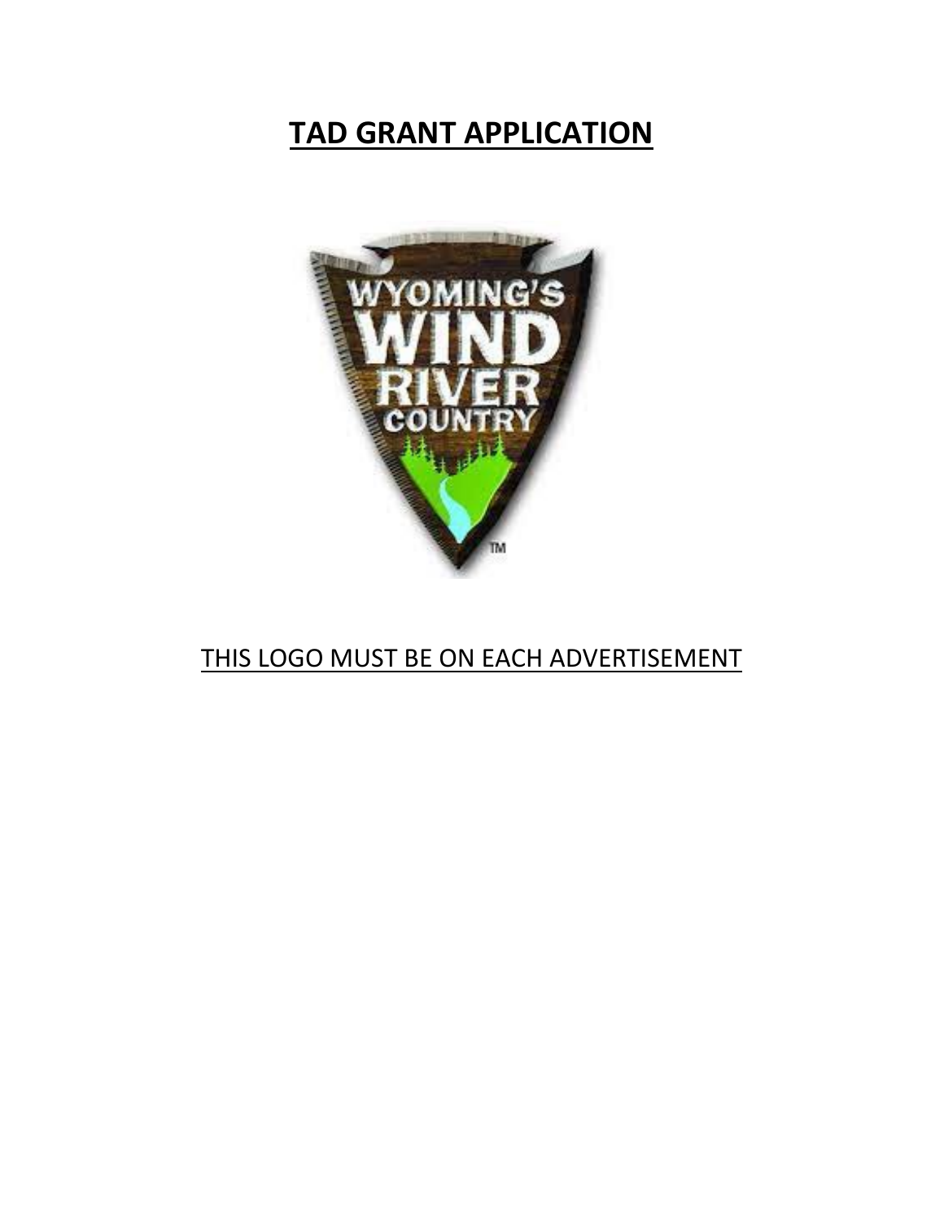# **TAD GRANT APPLICATION**

THIS LOGO MUST BE ON EACH ADVERTISEMENT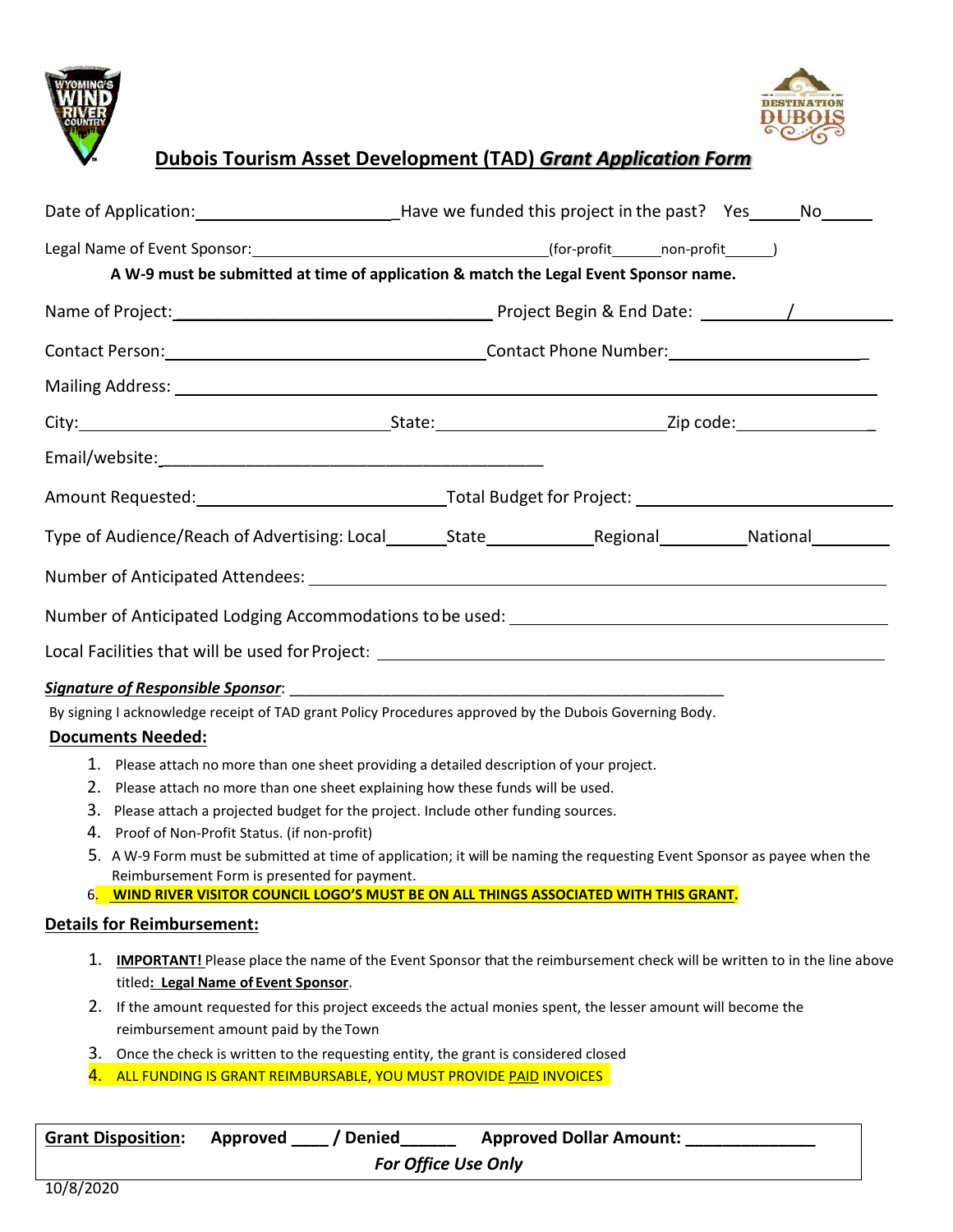# Dubois Tourism Asset Development (TAD) *Grant Application Form*

Date of Application:______________________ Have we funded this project in the past? Yes_____ No_____

Legal Name of Event Sponsor:_________________________________ (for-profit______ non-profit______)

**A W-9 must be submitted at time of application & match the Legal Event Sponsor name.**

Name of Project:_________________________________ Project Begin & End Date: _________/__________

Contact Person:_________________________________ Contact Phone Number:_____________________

Mailing Address: ____________________________________________________________________

City:_________________________________ State:_________________________ Zip code:_______________

Email/website:__________________________________________

Amount Requested:__________________________ Total Budget for Project: ___________________________

Type of Audience/Reach of Advertising: Local_______ State___________ Regional_________ National________

Number of Anticipated Attendees: ____________________________________________________________

Number of Anticipated Lodging Accommodations to be used: _______________________________________

Local Facilities that will be used for Project: ______________________________________________________

***Signature of Responsible Sponsor***: ____________________________________________________

By signing I acknowledge receipt of TAD grant Policy Procedures approved by the Dubois Governing Body.

## Documents Needed:

1. Please attach no more than one sheet providing a detailed description of your project.
2. Please attach no more than one sheet explaining how these funds will be used.
3. Please attach a projected budget for the project. Include other funding sources.
4. Proof of Non-Profit Status. (if non-profit)
5. A W-9 Form must be submitted at time of application; it will be naming the requesting Event Sponsor as payee when the Reimbursement Form is presented for payment.
6. **WIND RIVER VISITOR COUNCIL LOGO'S MUST BE ON ALL THINGS ASSOCIATED WITH THIS GRANT.**

## Details for Reimbursement:

1. **IMPORTANT!** Please place the name of the Event Sponsor that the reimbursement check will be written to in the line above titled**: Legal Name of Event Sponsor**.
2. If the amount requested for this project exceeds the actual monies spent, the lesser amount will become the reimbursement amount paid by the Town
3. Once the check is written to the requesting entity, the grant is considered closed
4. ALL FUNDING IS GRANT REIMBURSABLE, YOU MUST PROVIDE PAID INVOICES

**Grant Disposition**: **Approved ____ / Denied______** **Approved Dollar Amount: ______________**

***For Office Use Only***

10/8/2020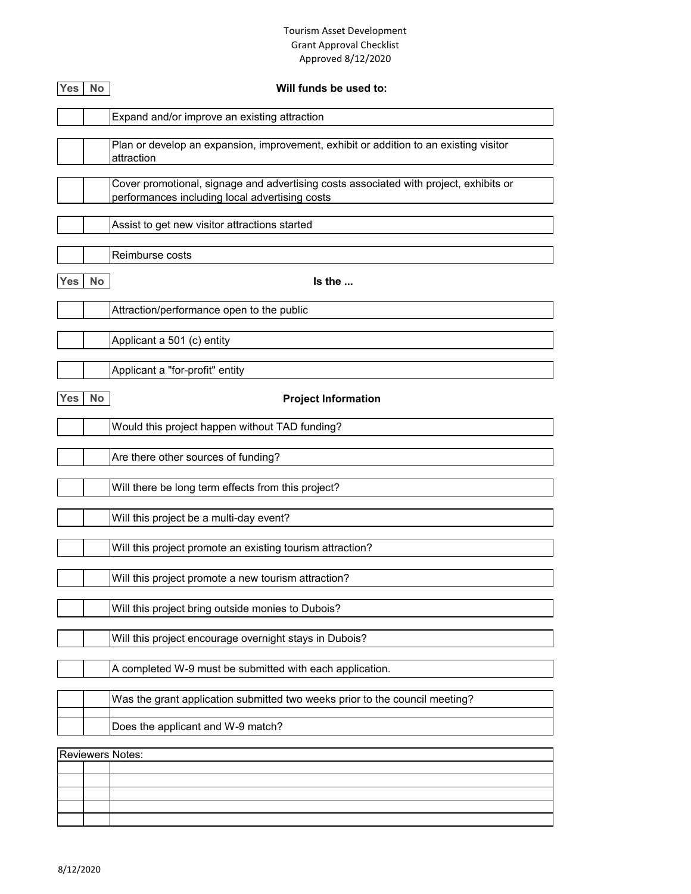# Tourism Asset Development
## Grant Approval Checklist
Approved 8/12/2020

| Yes | No | Will funds be used to: |
|---|---|---|
| | | Expand and/or improve an existing attraction |
| | | Plan or develop an expansion, improvement, exhibit or addition to an existing visitor attraction |
| | | Cover promotional, signage and advertising costs associated with project, exhibits or performances including local advertising costs |
| | | Assist to get new visitor attractions started |
| | | Reimburse costs |

| Yes | No | Is the ... |
|---|---|---|
| | | Attraction/performance open to the public |
| | | Applicant a 501 (c) entity |
| | | Applicant a "for-profit" entity |

| Yes | No | Project Information |
|---|---|---|
| | | Would this project happen without TAD funding? |
| | | Are there other sources of funding? |
| | | Will there be long term effects from this project? |
| | | Will this project be a multi-day event? |
| | | Will this project promote an existing tourism attraction? |
| | | Will this project promote a new tourism attraction? |
| | | Will this project bring outside monies to Dubois? |
| | | Will this project encourage overnight stays in Dubois? |
| | | A completed W-9 must be submitted with each application. |
| | | Was the grant application submitted two weeks prior to the council meeting? |
| | | Does the applicant and W-9 match? |

| Reviewers Notes: | | |
|---|---|---|
| | | |
| | | |
| | | |
| | | |
| | | |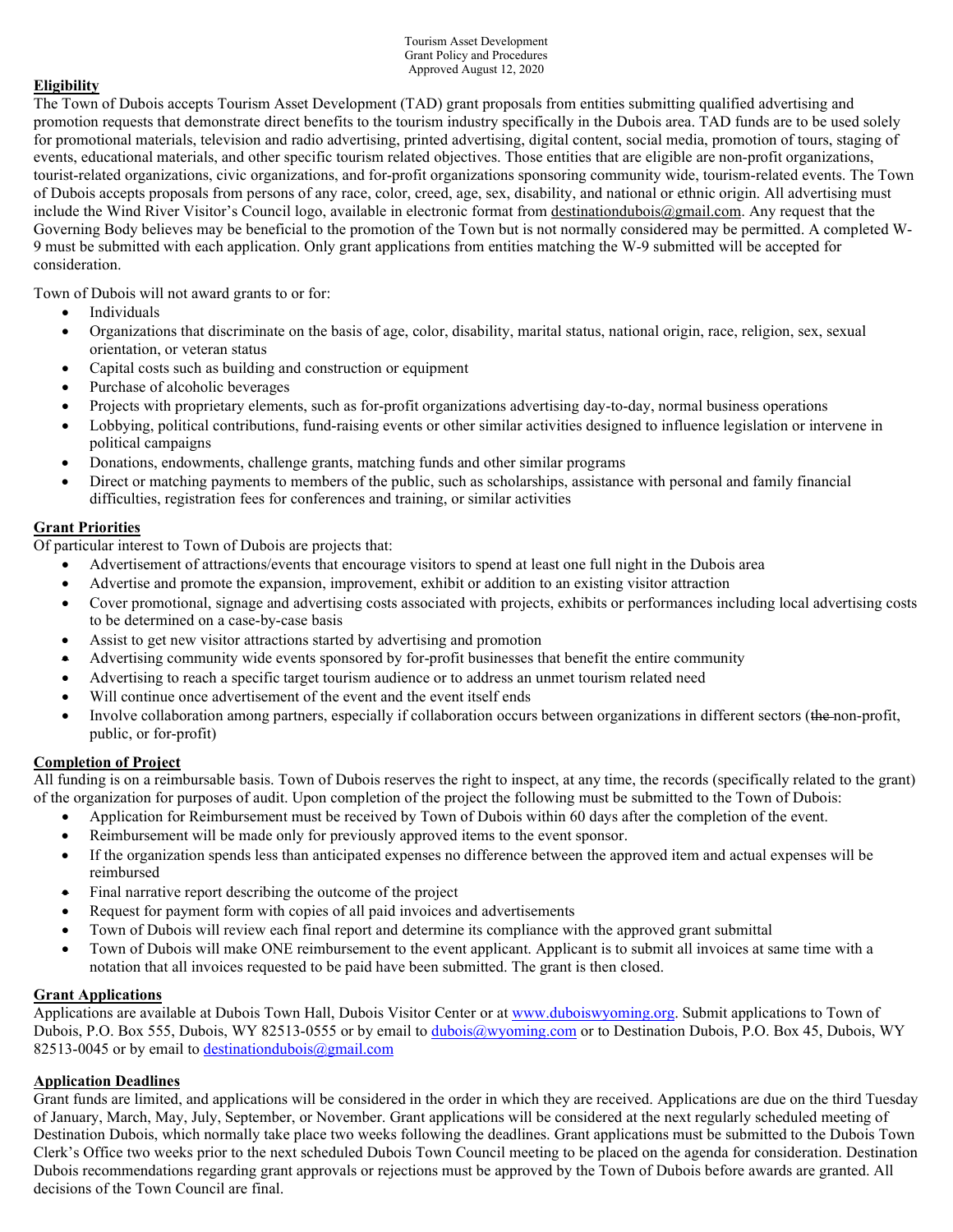Tourism Asset Development
Grant Policy and Procedures
Approved August 12, 2020

**Eligibility**

The Town of Dubois accepts Tourism Asset Development (TAD) grant proposals from entities submitting qualified advertising and promotion requests that demonstrate direct benefits to the tourism industry specifically in the Dubois area. TAD funds are to be used solely for promotional materials, television and radio advertising, printed advertising, digital content, social media, promotion of tours, staging of events, educational materials, and other specific tourism related objectives. Those entities that are eligible are non-profit organizations, tourist-related organizations, civic organizations, and for-profit organizations sponsoring community wide, tourism-related events. The Town of Dubois accepts proposals from persons of any race, color, creed, age, sex, disability, and national or ethnic origin. All advertising must include the Wind River Visitor's Council logo, available in electronic format from destinationdubois@gmail.com. Any request that the Governing Body believes may be beneficial to the promotion of the Town but is not normally considered may be permitted. A completed W-9 must be submitted with each application. Only grant applications from entities matching the W-9 submitted will be accepted for consideration.

Town of Dubois will not award grants to or for:

- Individuals
- Organizations that discriminate on the basis of age, color, disability, marital status, national origin, race, religion, sex, sexual orientation, or veteran status
- Capital costs such as building and construction or equipment
- Purchase of alcoholic beverages
- Projects with proprietary elements, such as for-profit organizations advertising day-to-day, normal business operations
- Lobbying, political contributions, fund-raising events or other similar activities designed to influence legislation or intervene in political campaigns
- Donations, endowments, challenge grants, matching funds and other similar programs
- Direct or matching payments to members of the public, such as scholarships, assistance with personal and family financial difficulties, registration fees for conferences and training, or similar activities

**Grant Priorities**

Of particular interest to Town of Dubois are projects that:

- Advertisement of attractions/events that encourage visitors to spend at least one full night in the Dubois area
- Advertise and promote the expansion, improvement, exhibit or addition to an existing visitor attraction
- Cover promotional, signage and advertising costs associated with projects, exhibits or performances including local advertising costs to be determined on a case-by-case basis
- Assist to get new visitor attractions started by advertising and promotion
- Advertising community wide events sponsored by for-profit businesses that benefit the entire community
- Advertising to reach a specific target tourism audience or to address an unmet tourism related need
- Will continue once advertisement of the event and the event itself ends
- Involve collaboration among partners, especially if collaboration occurs between organizations in different sectors (~~the~~ non-profit, public, or for-profit)

**Completion of Project**

All funding is on a reimbursable basis. Town of Dubois reserves the right to inspect, at any time, the records (specifically related to the grant) of the organization for purposes of audit. Upon completion of the project the following must be submitted to the Town of Dubois:

- Application for Reimbursement must be received by Town of Dubois within 60 days after the completion of the event.
- Reimbursement will be made only for previously approved items to the event sponsor.
- If the organization spends less than anticipated expenses no difference between the approved item and actual expenses will be reimbursed
- Final narrative report describing the outcome of the project
- Request for payment form with copies of all paid invoices and advertisements
- Town of Dubois will review each final report and determine its compliance with the approved grant submittal
- Town of Dubois will make ONE reimbursement to the event applicant. Applicant is to submit all invoices at same time with a notation that all invoices requested to be paid have been submitted. The grant is then closed.

**Grant Applications**

Applications are available at Dubois Town Hall, Dubois Visitor Center or at www.duboiswyoming.org. Submit applications to Town of Dubois, P.O. Box 555, Dubois, WY 82513-0555 or by email to dubois@wyoming.com or to Destination Dubois, P.O. Box 45, Dubois, WY 82513-0045 or by email to destinationdubois@gmail.com

**Application Deadlines**

Grant funds are limited, and applications will be considered in the order in which they are received. Applications are due on the third Tuesday of January, March, May, July, September, or November. Grant applications will be considered at the next regularly scheduled meeting of Destination Dubois, which normally take place two weeks following the deadlines. Grant applications must be submitted to the Dubois Town Clerk's Office two weeks prior to the next scheduled Dubois Town Council meeting to be placed on the agenda for consideration. Destination Dubois recommendations regarding grant approvals or rejections must be approved by the Town of Dubois before awards are granted. All decisions of the Town Council are final.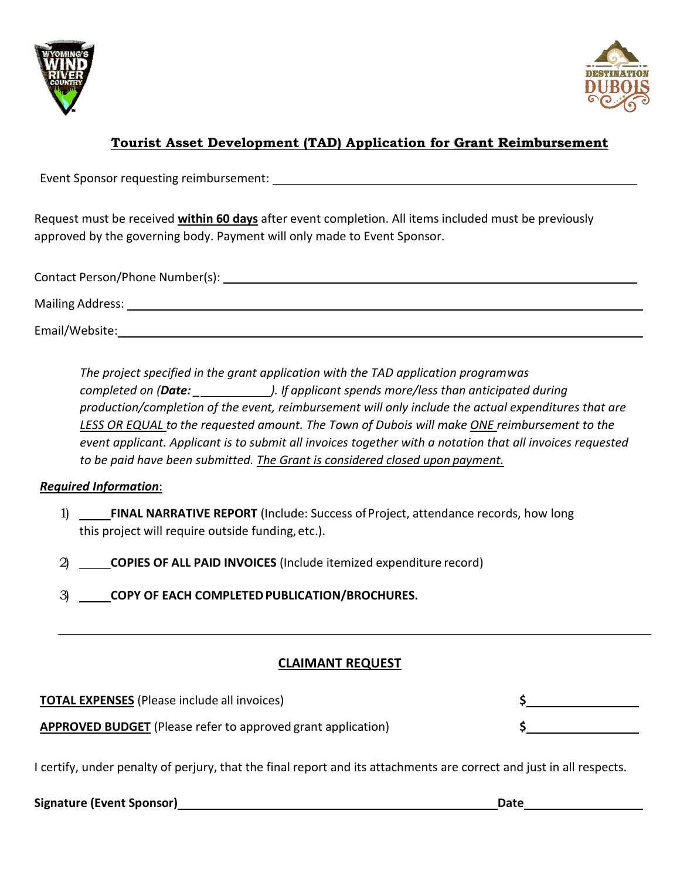## Tourist Asset Development (TAD) Application for Grant Reimbursement

Event Sponsor requesting reimbursement: ______________________________

Request must be received **within 60 days** after event completion. All items included must be previously approved by the governing body. Payment will only made to Event Sponsor.

Contact Person/Phone Number(s): ______________________________

Mailing Address: ______________________________

Email/Website: ______________________________

*The project specified in the grant application with the TAD application program was completed on (**Date:** ____________). If applicant spends more/less than anticipated during production/completion of the event, reimbursement will only include the actual expenditures that are LESS OR EQUAL to the requested amount. The Town of Dubois will make ONE reimbursement to the event applicant. Applicant is to submit all invoices together with a notation that all invoices requested to be paid have been submitted. The Grant is considered closed upon payment.*

***Required Information***:

1) _____ **FINAL NARRATIVE REPORT** (Include: Success of Project, attendance records, how long this project will require outside funding, etc.).

2) _____ **COPIES OF ALL PAID INVOICES** (Include itemized expenditure record)

3) _____ **COPY OF EACH COMPLETED PUBLICATION/BROCHURES.**

---

### CLAIMANT REQUEST

**TOTAL EXPENSES** (Please include all invoices) **$** ____________

**APPROVED BUDGET** (Please refer to approved grant application) **$** ____________

I certify, under penalty of perjury, that the final report and its attachments are correct and just in all respects.

**Signature (Event Sponsor)** ______________________________ **Date** ____________